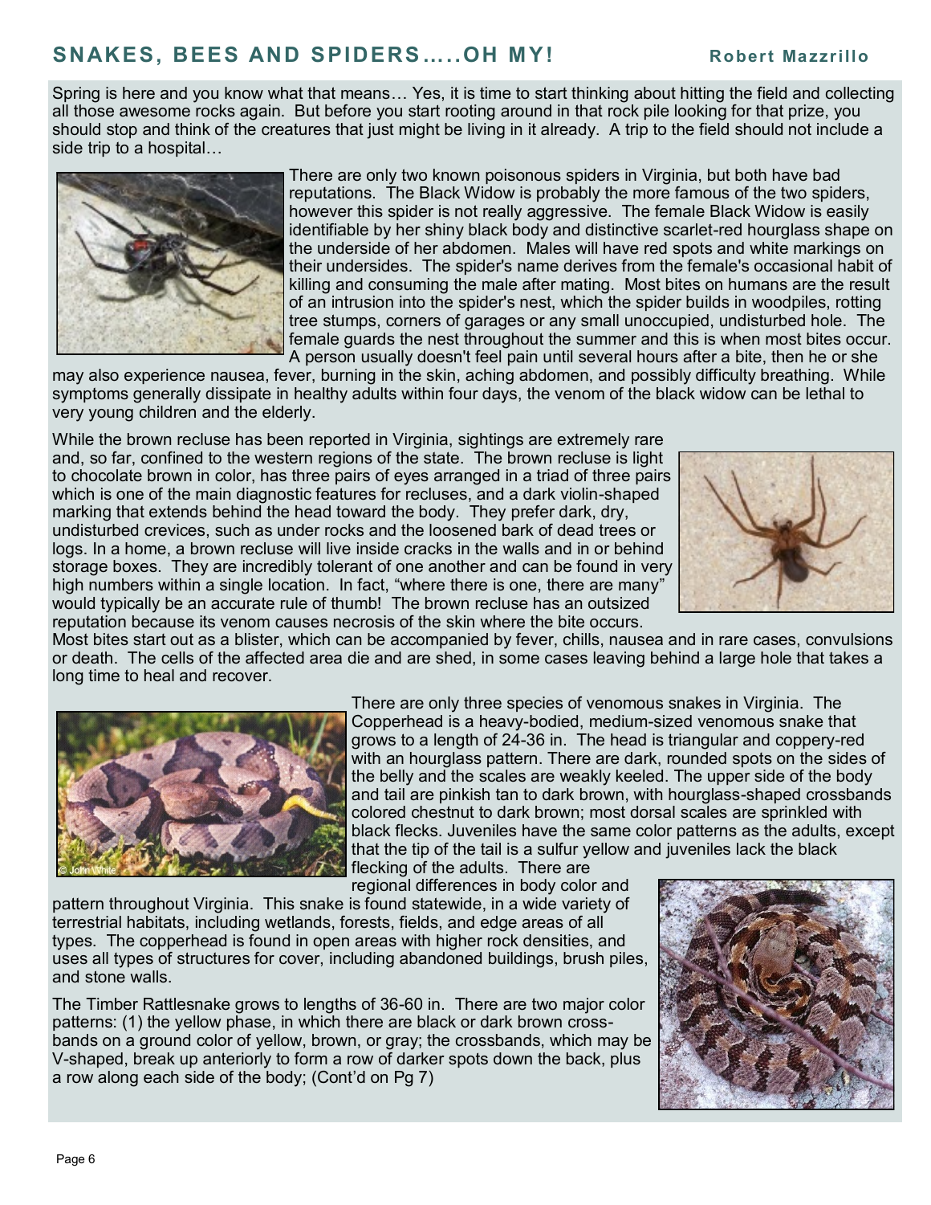## SNAKES, BEES AND SPIDERS…..OH MY!

**Robert Mazzrillo**

Spring is here and you know what that means… Yes, it is time to start thinking about hitting the field and collecting all those awesome rocks again. But before you start rooting around in that rock pile looking for that prize, you should stop and think of the creatures that just might be living in it already. A trip to the field should not include a side trip to a hospital…

There are only two known poisonous spiders in Virginia, but both have bad reputations. The Black Widow is probably the more famous of the two spiders, however this spider is not really aggressive. The female Black Widow is easily identifiable by her shiny black body and distinctive scarlet-red hourglass shape on the underside of her abdomen. Males will have red spots and white markings on their undersides. The spider's name derives from the female's occasional habit of killing and consuming the male after mating. Most bites on humans are the result of an intrusion into the spider's nest, which the spider builds in woodpiles, rotting tree stumps, corners of garages or any small unoccupied, undisturbed hole. The female guards the nest throughout the summer and this is when most bites occur. A person usually doesn't feel pain until several hours after a bite, then he or she may also experience nausea, fever, burning in the skin, aching abdomen, and possibly difficulty breathing. While symptoms generally dissipate in healthy adults within four days, the venom of the black widow can be lethal to very young children and the elderly.

While the brown recluse has been reported in Virginia, sightings are extremely rare and, so far, confined to the western regions of the state. The brown recluse is light to chocolate brown in color, has three pairs of eyes arranged in a triad of three pairs which is one of the main diagnostic features for recluses, and a dark violin-shaped marking that extends behind the head toward the body. They prefer dark, dry, undisturbed crevices, such as under rocks and the loosened bark of dead trees or logs. In a home, a brown recluse will live inside cracks in the walls and in or behind storage boxes. They are incredibly tolerant of one another and can be found in very high numbers within a single location. In fact, "where there is one, there are many" would typically be an accurate rule of thumb! The brown recluse has an outsized reputation because its venom causes necrosis of the skin where the bite occurs. Most bites start out as a blister, which can be accompanied by fever, chills, nausea and in rare cases, convulsions or death. The cells of the affected area die and are shed, in some cases leaving behind a large hole that takes a long time to heal and recover.

There are only three species of venomous snakes in Virginia. The Copperhead is a heavy-bodied, medium-sized venomous snake that grows to a length of 24-36 in. The head is triangular and coppery-red with an hourglass pattern. There are dark, rounded spots on the sides of the belly and the scales are weakly keeled. The upper side of the body and tail are pinkish tan to dark brown, with hourglass-shaped crossbands colored chestnut to dark brown; most dorsal scales are sprinkled with black flecks. Juveniles have the same color patterns as the adults, except that the tip of the tail is a sulfur yellow and juveniles lack the black flecking of the adults. There are regional differences in body color and pattern throughout Virginia. This snake is found statewide, in a wide variety of terrestrial habitats, including wetlands, forests, fields, and edge areas of all types. The copperhead is found in open areas with higher rock densities, and uses all types of structures for cover, including abandoned buildings, brush piles, and stone walls.

© John White

The Timber Rattlesnake grows to lengths of 36-60 in. There are two major color patterns: (1) the yellow phase, in which there are black or dark brown crossbands on a ground color of yellow, brown, or gray; the crossbands, which may be V-shaped, break up anteriorly to form a row of darker spots down the back, plus a row along each side of the body; (Cont'd on Pg 7)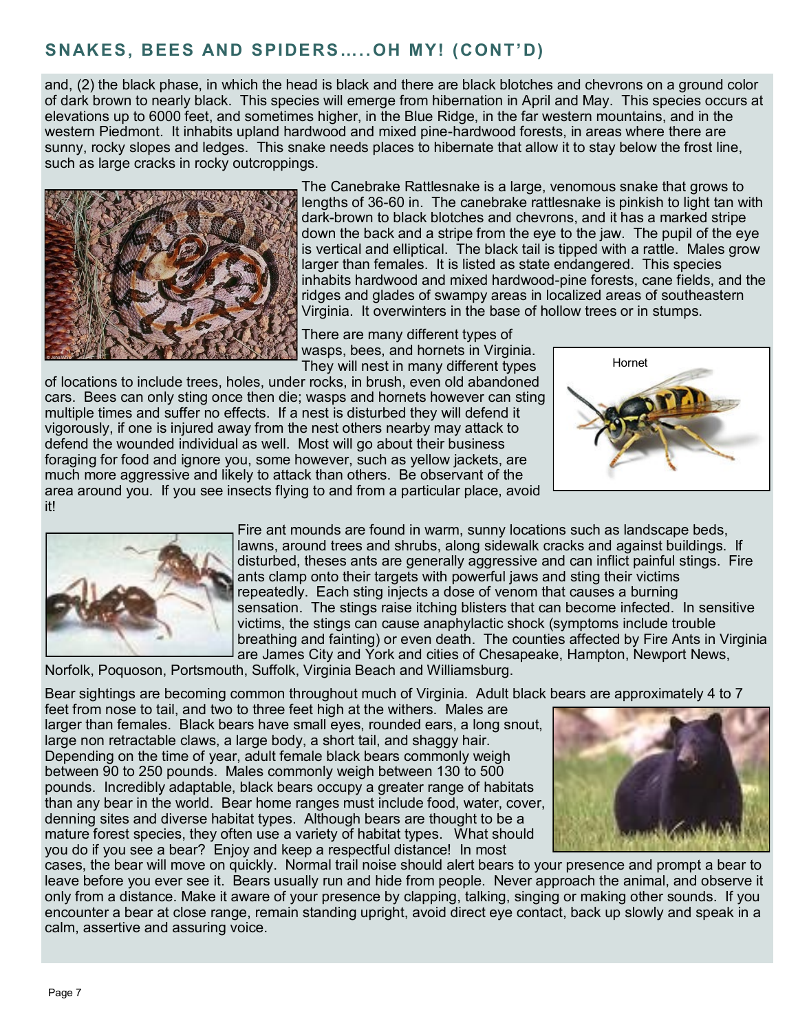## SNAKES, BEES AND SPIDERS.....OH MY! (CONT'D)

and, (2) the black phase, in which the head is black and there are black blotches and chevrons on a ground color of dark brown to nearly black. This species will emerge from hibernation in April and May. This species occurs at elevations up to 6000 feet, and sometimes higher, in the Blue Ridge, in the far western mountains, and in the western Piedmont. It inhabits upland hardwood and mixed pine-hardwood forests, in areas where there are sunny, rocky slopes and ledges. This snake needs places to hibernate that allow it to stay below the frost line, such as large cracks in rocky outcroppings.

The Canebrake Rattlesnake is a large, venomous snake that grows to lengths of 36-60 in. The canebrake rattlesnake is pinkish to light tan with dark-brown to black blotches and chevrons, and it has a marked stripe down the back and a stripe from the eye to the jaw. The pupil of the eye is vertical and elliptical. The black tail is tipped with a rattle. Males grow larger than females. It is listed as state endangered. This species inhabits hardwood and mixed hardwood-pine forests, cane fields, and the ridges and glades of swampy areas in localized areas of southeastern Virginia. It overwinters in the base of hollow trees or in stumps.

There are many different types of wasps, bees, and hornets in Virginia. They will nest in many different types of locations to include trees, holes, under rocks, in brush, even old abandoned cars. Bees can only sting once then die; wasps and hornets however can sting multiple times and suffer no effects. If a nest is disturbed they will defend it vigorously, if one is injured away from the nest others nearby may attack to defend the wounded individual as well. Most will go about their business foraging for food and ignore you, some however, such as yellow jackets, are much more aggressive and likely to attack than others. Be observant of the area around you. If you see insects flying to and from a particular place, avoid it!

Hornet

Fire ant mounds are found in warm, sunny locations such as landscape beds, lawns, around trees and shrubs, along sidewalk cracks and against buildings. If disturbed, theses ants are generally aggressive and can inflict painful stings. Fire ants clamp onto their targets with powerful jaws and sting their victims repeatedly. Each sting injects a dose of venom that causes a burning sensation. The stings raise itching blisters that can become infected. In sensitive victims, the stings can cause anaphylactic shock (symptoms include trouble breathing and fainting) or even death. The counties affected by Fire Ants in Virginia are James City and York and cities of Chesapeake, Hampton, Newport News, Norfolk, Poquoson, Portsmouth, Suffolk, Virginia Beach and Williamsburg.

Bear sightings are becoming common throughout much of Virginia. Adult black bears are approximately 4 to 7 feet from nose to tail, and two to three feet high at the withers. Males are larger than females. Black bears have small eyes, rounded ears, a long snout, large non retractable claws, a large body, a short tail, and shaggy hair. Depending on the time of year, adult female black bears commonly weigh between 90 to 250 pounds. Males commonly weigh between 130 to 500 pounds. Incredibly adaptable, black bears occupy a greater range of habitats than any bear in the world. Bear home ranges must include food, water, cover, denning sites and diverse habitat types. Although bears are thought to be a mature forest species, they often use a variety of habitat types. What should you do if you see a bear? Enjoy and keep a respectful distance! In most cases, the bear will move on quickly. Normal trail noise should alert bears to your presence and prompt a bear to leave before you ever see it. Bears usually run and hide from people. Never approach the animal, and observe it only from a distance. Make it aware of your presence by clapping, talking, singing or making other sounds. If you encounter a bear at close range, remain standing upright, avoid direct eye contact, back up slowly and speak in a calm, assertive and assuring voice.